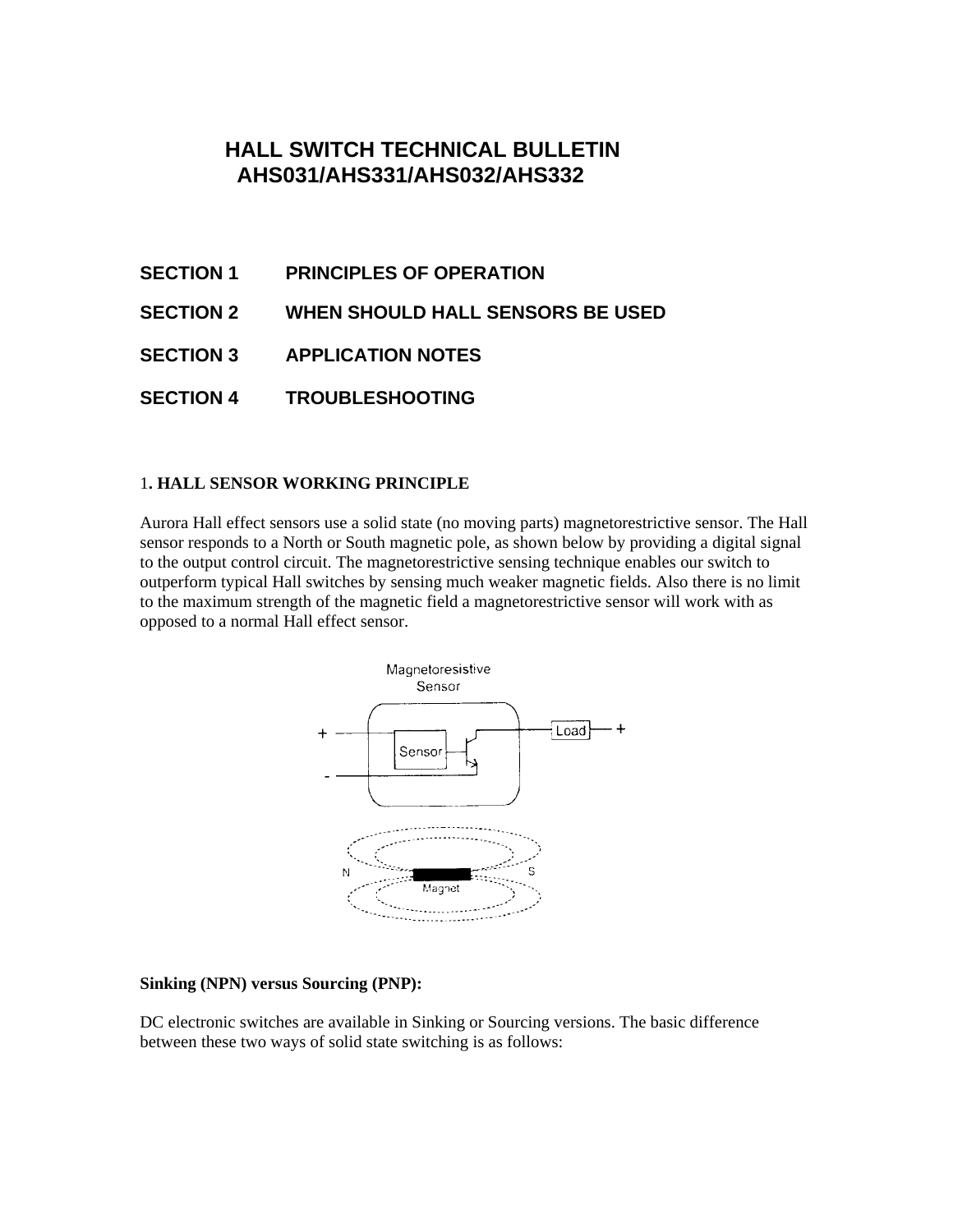# HALL SWITCH TECHNICAL BULLETIN
## AHS031/AHS331/AHS032/AHS332

**SECTION 1 PRINCIPLES OF OPERATION**

**SECTION 2 WHEN SHOULD HALL SENSORS BE USED**

**SECTION 3 APPLICATION NOTES**

**SECTION 4 TROUBLESHOOTING**

### 1. HALL SENSOR WORKING PRINCIPLE

Aurora Hall effect sensors use a solid state (no moving parts) magnetorestrictive sensor. The Hall sensor responds to a North or South magnetic pole, as shown below by providing a digital signal to the output control circuit. The magnetorestrictive sensing technique enables our switch to outperform typical Hall switches by sensing much weaker magnetic fields. Also there is no limit to the maximum strength of the magnetic field a magnetorestrictive sensor will work with as opposed to a normal Hall effect sensor.

Magnetoresistive Sensor

\+

\-

Sensor

Load

\+

N

S

Magnet

**Sinking (NPN) versus Sourcing (PNP):**

DC electronic switches are available in Sinking or Sourcing versions. The basic difference between these two ways of solid state switching is as follows: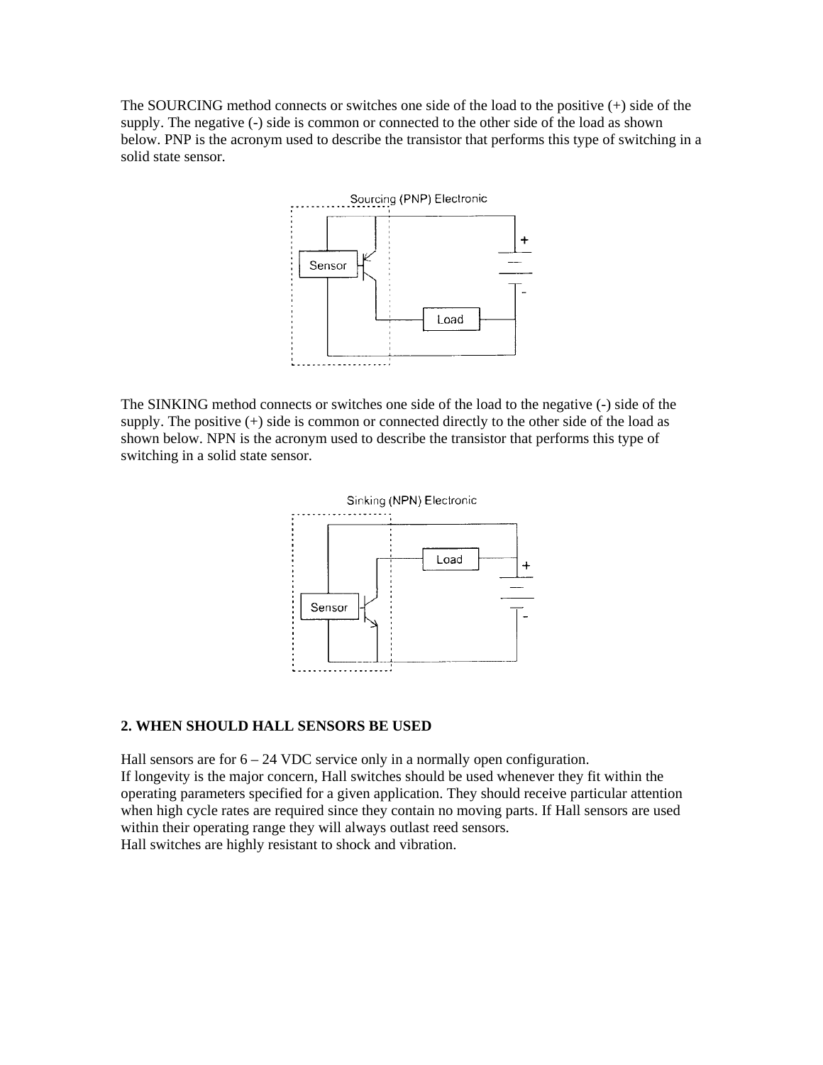The SOURCING method connects or switches one side of the load to the positive (+) side of the supply. The negative (-) side is common or connected to the other side of the load as shown below. PNP is the acronym used to describe the transistor that performs this type of switching in a solid state sensor.

Sourcing (PNP) Electronic

Sensor

Load

+

-

The SINKING method connects or switches one side of the load to the negative (-) side of the supply. The positive (+) side is common or connected directly to the other side of the load as shown below. NPN is the acronym used to describe the transistor that performs this type of switching in a solid state sensor.

Sinking (NPN) Electronic

Load

Sensor

+

-

## 2. WHEN SHOULD HALL SENSORS BE USED

Hall sensors are for 6 – 24 VDC service only in a normally open configuration.
If longevity is the major concern, Hall switches should be used whenever they fit within the operating parameters specified for a given application. They should receive particular attention when high cycle rates are required since they contain no moving parts. If Hall sensors are used within their operating range they will always outlast reed sensors.
Hall switches are highly resistant to shock and vibration.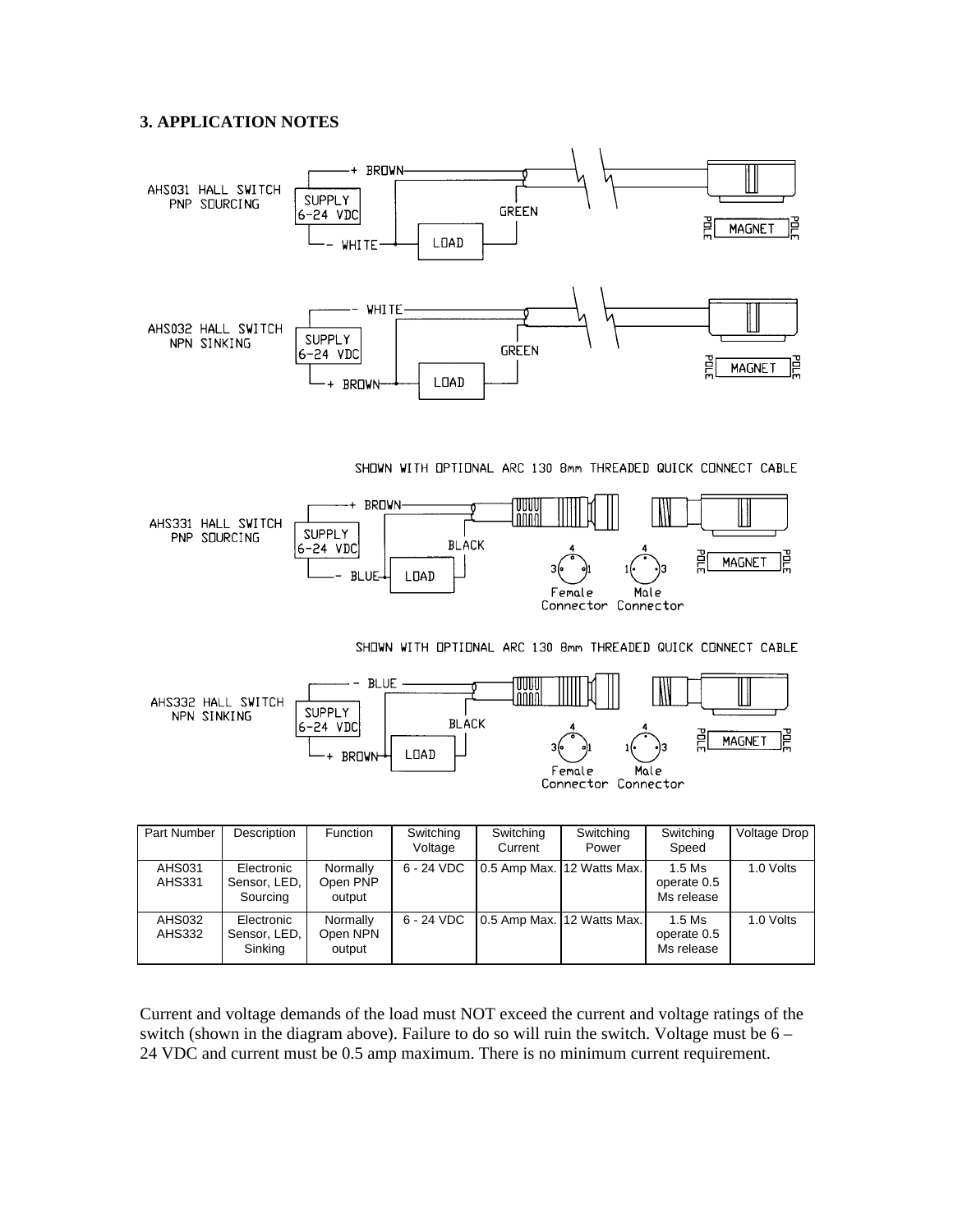### 3. APPLICATION NOTES

AHS031 HALL SWITCH
PNP SOURCING

+ BROWN
SUPPLY
6-24 VDC
GREEN
LOAD
− WHITE
POLE MAGNET POLE

AHS032 HALL SWITCH
NPN SINKING

− WHITE
SUPPLY
6-24 VDC
GREEN
LOAD
+ BROWN
POLE MAGNET POLE

SHOWN WITH OPTIONAL ARC 130 8mm THREADED QUICK CONNECT CABLE

AHS331 HALL SWITCH
PNP SOURCING

+ BROWN
SUPPLY
6-24 VDC
BLACK
LOAD
− BLUE
4
3 1
Female Connector
4
1 3
Male Connector
POLE MAGNET POLE

SHOWN WITH OPTIONAL ARC 130 8mm THREADED QUICK CONNECT CABLE

AHS332 HALL SWITCH
NPN SINKING

− BLUE
SUPPLY
6-24 VDC
BLACK
LOAD
+ BROWN
4
3 1
Female Connector
4
1 3
Male Connector
POLE MAGNET POLE

| Part Number | Description | Function | Switching Voltage | Switching Current | Switching Power | Switching Speed | Voltage Drop |
|---|---|---|---|---|---|---|---|
| AHS031 AHS331 | Electronic Sensor, LED, Sourcing | Normally Open PNP output | 6 - 24 VDC | 0.5 Amp Max. | 12 Watts Max. | 1.5 Ms operate 0.5 Ms release | 1.0 Volts |
| AHS032 AHS332 | Electronic Sensor, LED, Sinking | Normally Open NPN output | 6 - 24 VDC | 0.5 Amp Max. | 12 Watts Max. | 1.5 Ms operate 0.5 Ms release | 1.0 Volts |

Current and voltage demands of the load must NOT exceed the current and voltage ratings of the switch (shown in the diagram above). Failure to do so will ruin the switch. Voltage must be 6 – 24 VDC and current must be 0.5 amp maximum. There is no minimum current requirement.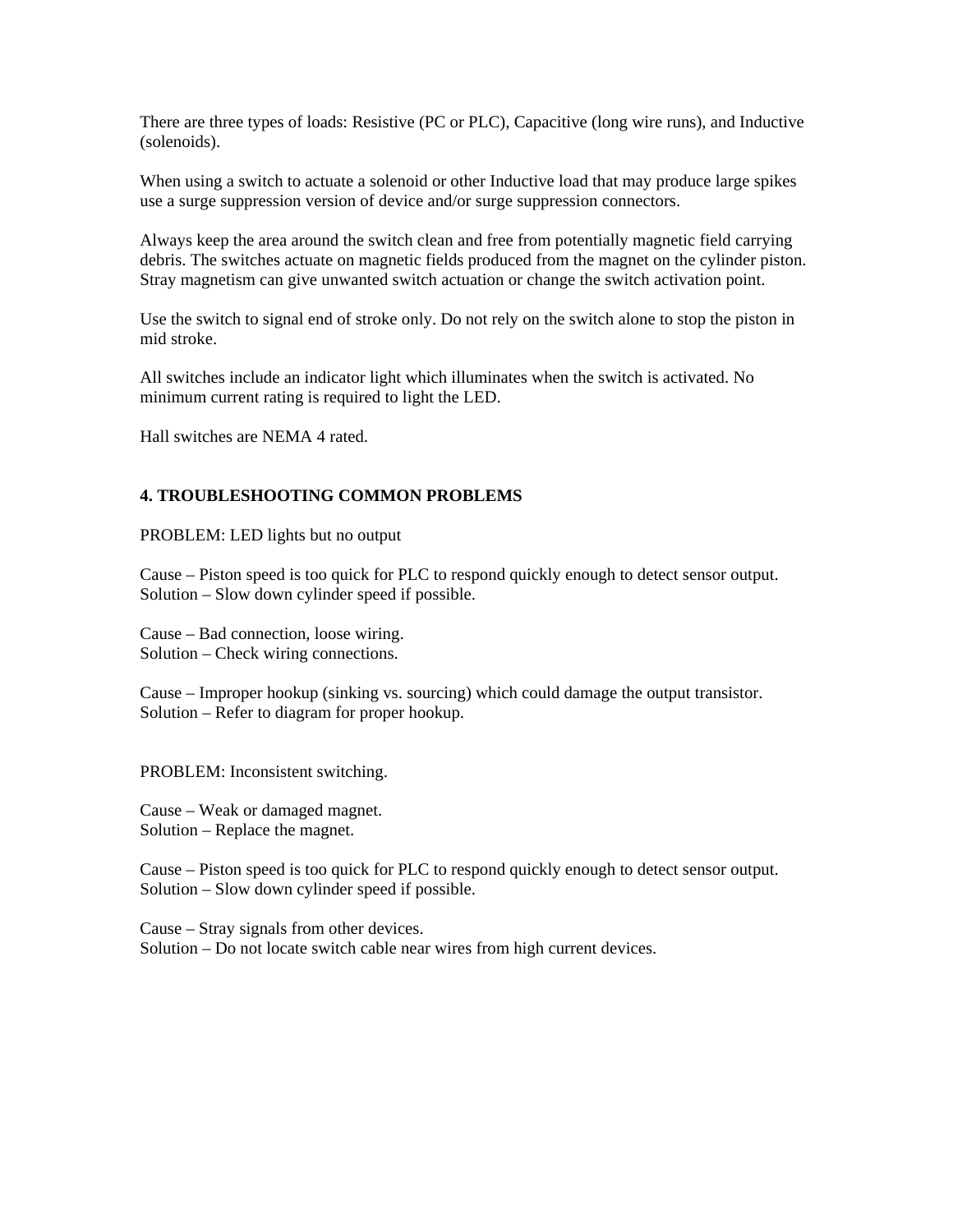There are three types of loads: Resistive (PC or PLC), Capacitive (long wire runs), and Inductive (solenoids).

When using a switch to actuate a solenoid or other Inductive load that may produce large spikes use a surge suppression version of device and/or surge suppression connectors.

Always keep the area around the switch clean and free from potentially magnetic field carrying debris. The switches actuate on magnetic fields produced from the magnet on the cylinder piston. Stray magnetism can give unwanted switch actuation or change the switch activation point.

Use the switch to signal end of stroke only. Do not rely on the switch alone to stop the piston in mid stroke.

All switches include an indicator light which illuminates when the switch is activated. No minimum current rating is required to light the LED.

Hall switches are NEMA 4 rated.

## 4. TROUBLESHOOTING COMMON PROBLEMS

PROBLEM: LED lights but no output

Cause – Piston speed is too quick for PLC to respond quickly enough to detect sensor output.
Solution – Slow down cylinder speed if possible.

Cause – Bad connection, loose wiring.
Solution – Check wiring connections.

Cause – Improper hookup (sinking vs. sourcing) which could damage the output transistor.
Solution – Refer to diagram for proper hookup.

PROBLEM: Inconsistent switching.

Cause – Weak or damaged magnet.
Solution – Replace the magnet.

Cause – Piston speed is too quick for PLC to respond quickly enough to detect sensor output.
Solution – Slow down cylinder speed if possible.

Cause – Stray signals from other devices.
Solution – Do not locate switch cable near wires from high current devices.